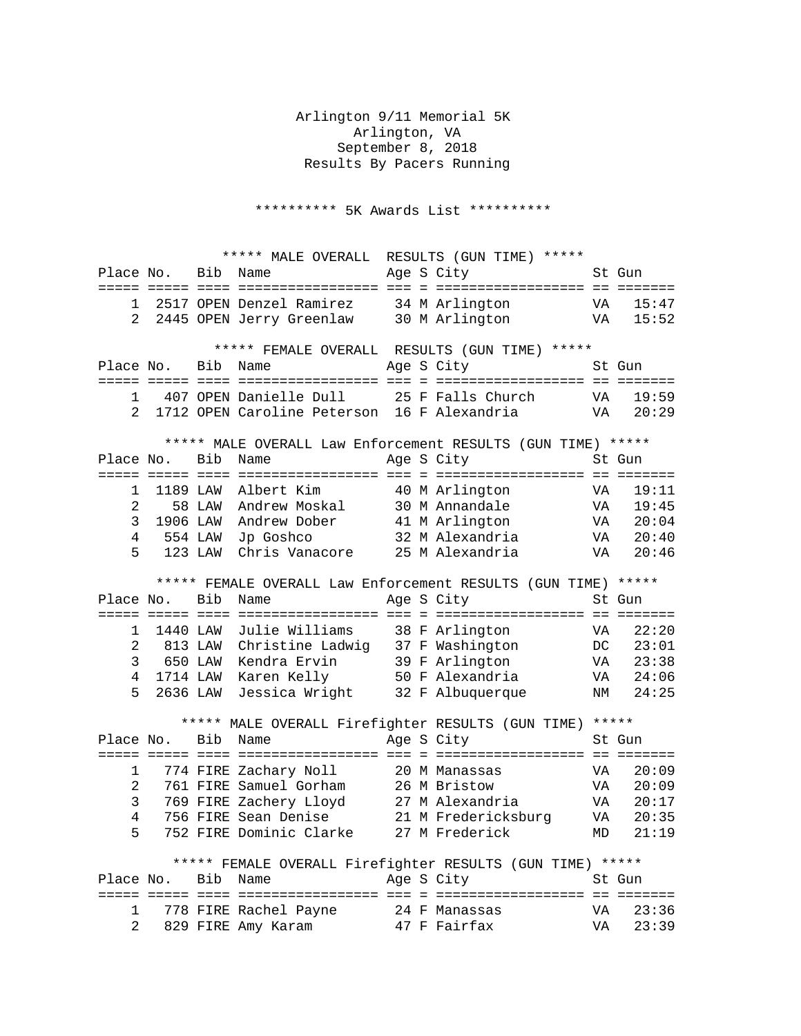# Arlington 9/11 Memorial 5K

Arlington, VA

September 8, 2018

Results By Pacers Running

## ********** 5K Awards List **********

### ***** MALE OVERALL RESULTS (GUN TIME) *****

| Place | No. | Bib | Name | Age | S | City | St | Gun |
|---|---|---|---|---|---|---|---|---|
| 1 | 2517 | OPEN | Denzel Ramirez | 34 | M | Arlington | VA | 15:47 |
| 2 | 2445 | OPEN | Jerry Greenlaw | 30 | M | Arlington | VA | 15:52 |

### ***** FEMALE OVERALL RESULTS (GUN TIME) *****

| Place | No. | Bib | Name | Age | S | City | St | Gun |
|---|---|---|---|---|---|---|---|---|
| 1 | 407 | OPEN | Danielle Dull | 25 | F | Falls Church | VA | 19:59 |
| 2 | 1712 | OPEN | Caroline Peterson | 16 | F | Alexandria | VA | 20:29 |

### ***** MALE OVERALL Law Enforcement RESULTS (GUN TIME) *****

| Place | No. | Bib | Name | Age | S | City | St | Gun |
|---|---|---|---|---|---|---|---|---|
| 1 | 1189 | LAW | Albert Kim | 40 | M | Arlington | VA | 19:11 |
| 2 | 58 | LAW | Andrew Moskal | 30 | M | Annandale | VA | 19:45 |
| 3 | 1906 | LAW | Andrew Dober | 41 | M | Arlington | VA | 20:04 |
| 4 | 554 | LAW | Jp Goshco | 32 | M | Alexandria | VA | 20:40 |
| 5 | 123 | LAW | Chris Vanacore | 25 | M | Alexandria | VA | 20:46 |

### ***** FEMALE OVERALL Law Enforcement RESULTS (GUN TIME) *****

| Place | No. | Bib | Name | Age | S | City | St | Gun |
|---|---|---|---|---|---|---|---|---|
| 1 | 1440 | LAW | Julie Williams | 38 | F | Arlington | VA | 22:20 |
| 2 | 813 | LAW | Christine Ladwig | 37 | F | Washington | DC | 23:01 |
| 3 | 650 | LAW | Kendra Ervin | 39 | F | Arlington | VA | 23:38 |
| 4 | 1714 | LAW | Karen Kelly | 50 | F | Alexandria | VA | 24:06 |
| 5 | 2636 | LAW | Jessica Wright | 32 | F | Albuquerque | NM | 24:25 |

### ***** MALE OVERALL Firefighter RESULTS (GUN TIME) *****

| Place | No. | Bib | Name | Age | S | City | St | Gun |
|---|---|---|---|---|---|---|---|---|
| 1 | 774 | FIRE | Zachary Noll | 20 | M | Manassas | VA | 20:09 |
| 2 | 761 | FIRE | Samuel Gorham | 26 | M | Bristow | VA | 20:09 |
| 3 | 769 | FIRE | Zachery Lloyd | 27 | M | Alexandria | VA | 20:17 |
| 4 | 756 | FIRE | Sean Denise | 21 | M | Fredericksburg | VA | 20:35 |
| 5 | 752 | FIRE | Dominic Clarke | 27 | M | Frederick | MD | 21:19 |

### ***** FEMALE OVERALL Firefighter RESULTS (GUN TIME) *****

| Place | No. | Bib | Name | Age | S | City | St | Gun |
|---|---|---|---|---|---|---|---|---|
| 1 | 778 | FIRE | Rachel Payne | 24 | F | Manassas | VA | 23:36 |
| 2 | 829 | FIRE | Amy Karam | 47 | F | Fairfax | VA | 23:39 |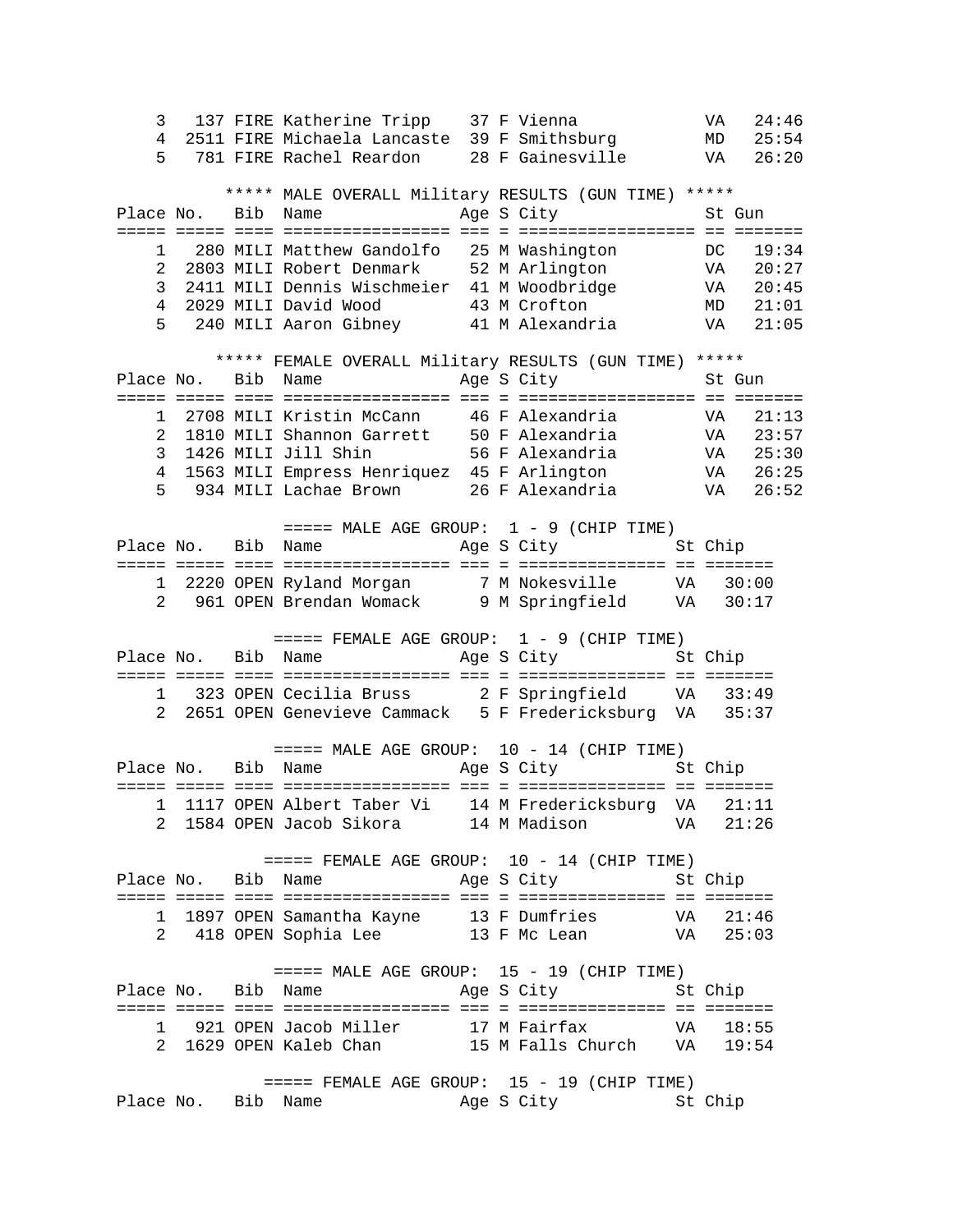| Place | No. | Bib | Name | Age | S | City | St | Gun |
|---|---|---|---|---|---|---|---|---|
| 3 | 137 | FIRE | Katherine Tripp | 37 | F | Vienna | VA | 24:46 |
| 4 | 2511 | FIRE | Michaela Lancaste | 39 | F | Smithsburg | MD | 25:54 |
| 5 | 781 | FIRE | Rachel Reardon | 28 | F | Gainesville | VA | 26:20 |

***** MALE OVERALL Military RESULTS (GUN TIME) *****

| Place | No. | Bib | Name | Age | S | City | St | Gun |
|---|---|---|---|---|---|---|---|---|
| 1 | 280 | MILI | Matthew Gandolfo | 25 | M | Washington | DC | 19:34 |
| 2 | 2803 | MILI | Robert Denmark | 52 | M | Arlington | VA | 20:27 |
| 3 | 2411 | MILI | Dennis Wischmeier | 41 | M | Woodbridge | VA | 20:45 |
| 4 | 2029 | MILI | David Wood | 43 | M | Crofton | MD | 21:01 |
| 5 | 240 | MILI | Aaron Gibney | 41 | M | Alexandria | VA | 21:05 |

***** FEMALE OVERALL Military RESULTS (GUN TIME) *****

| Place | No. | Bib | Name | Age | S | City | St | Gun |
|---|---|---|---|---|---|---|---|---|
| 1 | 2708 | MILI | Kristin McCann | 46 | F | Alexandria | VA | 21:13 |
| 2 | 1810 | MILI | Shannon Garrett | 50 | F | Alexandria | VA | 23:57 |
| 3 | 1426 | MILI | Jill Shin | 56 | F | Alexandria | VA | 25:30 |
| 4 | 1563 | MILI | Empress Henriquez | 45 | F | Arlington | VA | 26:25 |
| 5 | 934 | MILI | Lachae Brown | 26 | F | Alexandria | VA | 26:52 |

===== MALE AGE GROUP: 1 - 9 (CHIP TIME)

| Place | No. | Bib | Name | Age | S | City | St | Chip |
|---|---|---|---|---|---|---|---|---|
| 1 | 2220 | OPEN | Ryland Morgan | 7 | M | Nokesville | VA | 30:00 |
| 2 | 961 | OPEN | Brendan Womack | 9 | M | Springfield | VA | 30:17 |

===== FEMALE AGE GROUP: 1 - 9 (CHIP TIME)

| Place | No. | Bib | Name | Age | S | City | St | Chip |
|---|---|---|---|---|---|---|---|---|
| 1 | 323 | OPEN | Cecilia Bruss | 2 | F | Springfield | VA | 33:49 |
| 2 | 2651 | OPEN | Genevieve Cammack | 5 | F | Fredericksburg | VA | 35:37 |

===== MALE AGE GROUP: 10 - 14 (CHIP TIME)

| Place | No. | Bib | Name | Age | S | City | St | Chip |
|---|---|---|---|---|---|---|---|---|
| 1 | 1117 | OPEN | Albert Taber Vi | 14 | M | Fredericksburg | VA | 21:11 |
| 2 | 1584 | OPEN | Jacob Sikora | 14 | M | Madison | VA | 21:26 |

===== FEMALE AGE GROUP: 10 - 14 (CHIP TIME)

| Place | No. | Bib | Name | Age | S | City | St | Chip |
|---|---|---|---|---|---|---|---|---|
| 1 | 1897 | OPEN | Samantha Kayne | 13 | F | Dumfries | VA | 21:46 |
| 2 | 418 | OPEN | Sophia Lee | 13 | F | Mc Lean | VA | 25:03 |

===== MALE AGE GROUP: 15 - 19 (CHIP TIME)

| Place | No. | Bib | Name | Age | S | City | St | Chip |
|---|---|---|---|---|---|---|---|---|
| 1 | 921 | OPEN | Jacob Miller | 17 | M | Fairfax | VA | 18:55 |
| 2 | 1629 | OPEN | Kaleb Chan | 15 | M | Falls Church | VA | 19:54 |

===== FEMALE AGE GROUP: 15 - 19 (CHIP TIME)

| Place | No. | Bib | Name | Age | S | City | St | Chip |
|---|---|---|---|---|---|---|---|---|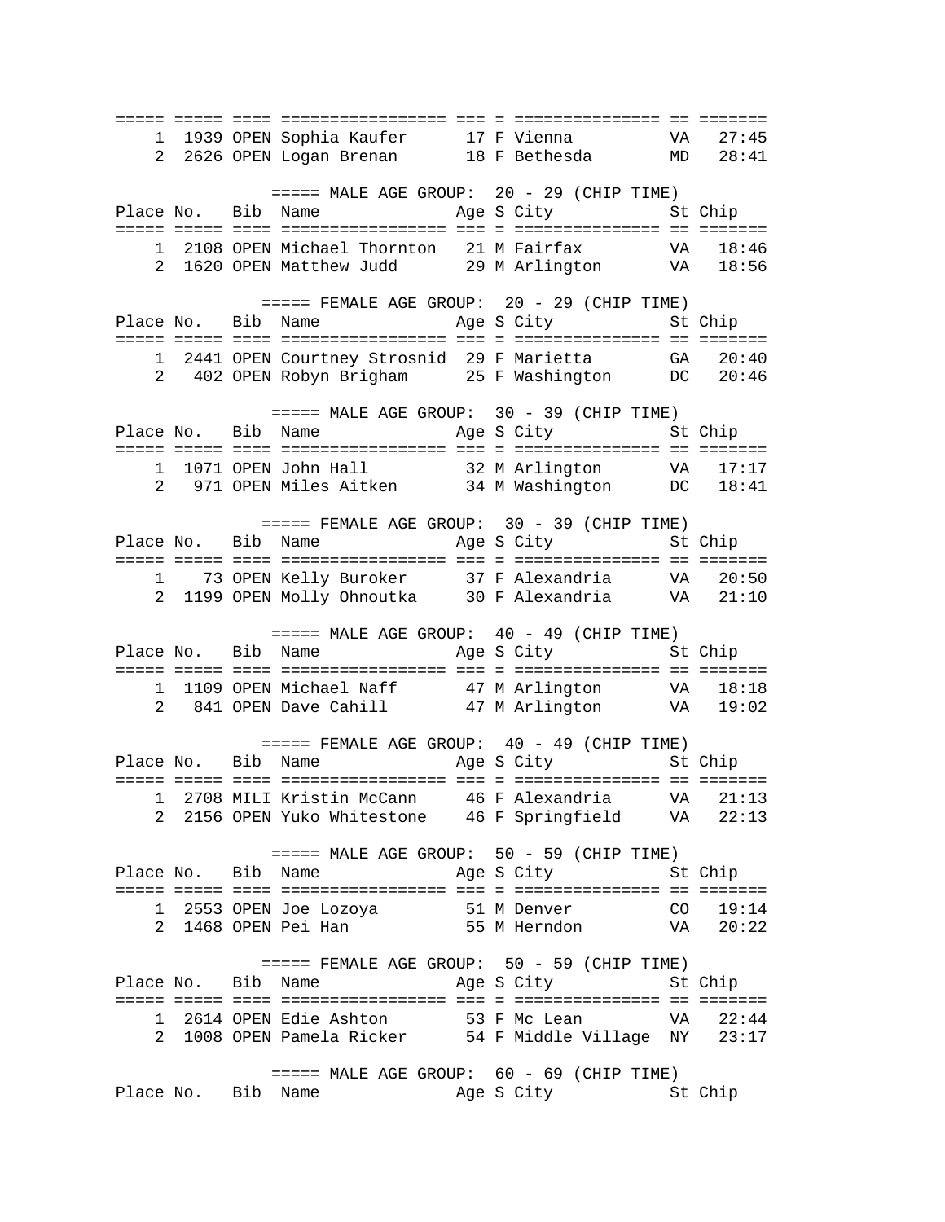| Place | No. | Bib | Name | Age | S | City | St | Chip |
|---|---|---|---|---|---|---|---|---|
| 1 | 1939 | OPEN | Sophia Kaufer | 17 | F | Vienna | VA | 27:45 |
| 2 | 2626 | OPEN | Logan Brenan | 18 | F | Bethesda | MD | 28:41 |

===== MALE AGE GROUP: 20 - 29 (CHIP TIME)

| Place | No. | Bib | Name | Age | S | City | St | Chip |
|---|---|---|---|---|---|---|---|---|
| 1 | 2108 | OPEN | Michael Thornton | 21 | M | Fairfax | VA | 18:46 |
| 2 | 1620 | OPEN | Matthew Judd | 29 | M | Arlington | VA | 18:56 |

===== FEMALE AGE GROUP: 20 - 29 (CHIP TIME)

| Place | No. | Bib | Name | Age | S | City | St | Chip |
|---|---|---|---|---|---|---|---|---|
| 1 | 2441 | OPEN | Courtney Strosnid | 29 | F | Marietta | GA | 20:40 |
| 2 | 402 | OPEN | Robyn Brigham | 25 | F | Washington | DC | 20:46 |

===== MALE AGE GROUP: 30 - 39 (CHIP TIME)

| Place | No. | Bib | Name | Age | S | City | St | Chip |
|---|---|---|---|---|---|---|---|---|
| 1 | 1071 | OPEN | John Hall | 32 | M | Arlington | VA | 17:17 |
| 2 | 971 | OPEN | Miles Aitken | 34 | M | Washington | DC | 18:41 |

===== FEMALE AGE GROUP: 30 - 39 (CHIP TIME)

| Place | No. | Bib | Name | Age | S | City | St | Chip |
|---|---|---|---|---|---|---|---|---|
| 1 | 73 | OPEN | Kelly Buroker | 37 | F | Alexandria | VA | 20:50 |
| 2 | 1199 | OPEN | Molly Ohnoutka | 30 | F | Alexandria | VA | 21:10 |

===== MALE AGE GROUP: 40 - 49 (CHIP TIME)

| Place | No. | Bib | Name | Age | S | City | St | Chip |
|---|---|---|---|---|---|---|---|---|
| 1 | 1109 | OPEN | Michael Naff | 47 | M | Arlington | VA | 18:18 |
| 2 | 841 | OPEN | Dave Cahill | 47 | M | Arlington | VA | 19:02 |

===== FEMALE AGE GROUP: 40 - 49 (CHIP TIME)

| Place | No. | Bib | Name | Age | S | City | St | Chip |
|---|---|---|---|---|---|---|---|---|
| 1 | 2708 | MILI | Kristin McCann | 46 | F | Alexandria | VA | 21:13 |
| 2 | 2156 | OPEN | Yuko Whitestone | 46 | F | Springfield | VA | 22:13 |

===== MALE AGE GROUP: 50 - 59 (CHIP TIME)

| Place | No. | Bib | Name | Age | S | City | St | Chip |
|---|---|---|---|---|---|---|---|---|
| 1 | 2553 | OPEN | Joe Lozoya | 51 | M | Denver | CO | 19:14 |
| 2 | 1468 | OPEN | Pei Han | 55 | M | Herndon | VA | 20:22 |

===== FEMALE AGE GROUP: 50 - 59 (CHIP TIME)

| Place | No. | Bib | Name | Age | S | City | St | Chip |
|---|---|---|---|---|---|---|---|---|
| 1 | 2614 | OPEN | Edie Ashton | 53 | F | Mc Lean | VA | 22:44 |
| 2 | 1008 | OPEN | Pamela Ricker | 54 | F | Middle Village | NY | 23:17 |

===== MALE AGE GROUP: 60 - 69 (CHIP TIME)

| Place | No. | Bib | Name | Age | S | City | St | Chip |
|---|---|---|---|---|---|---|---|---|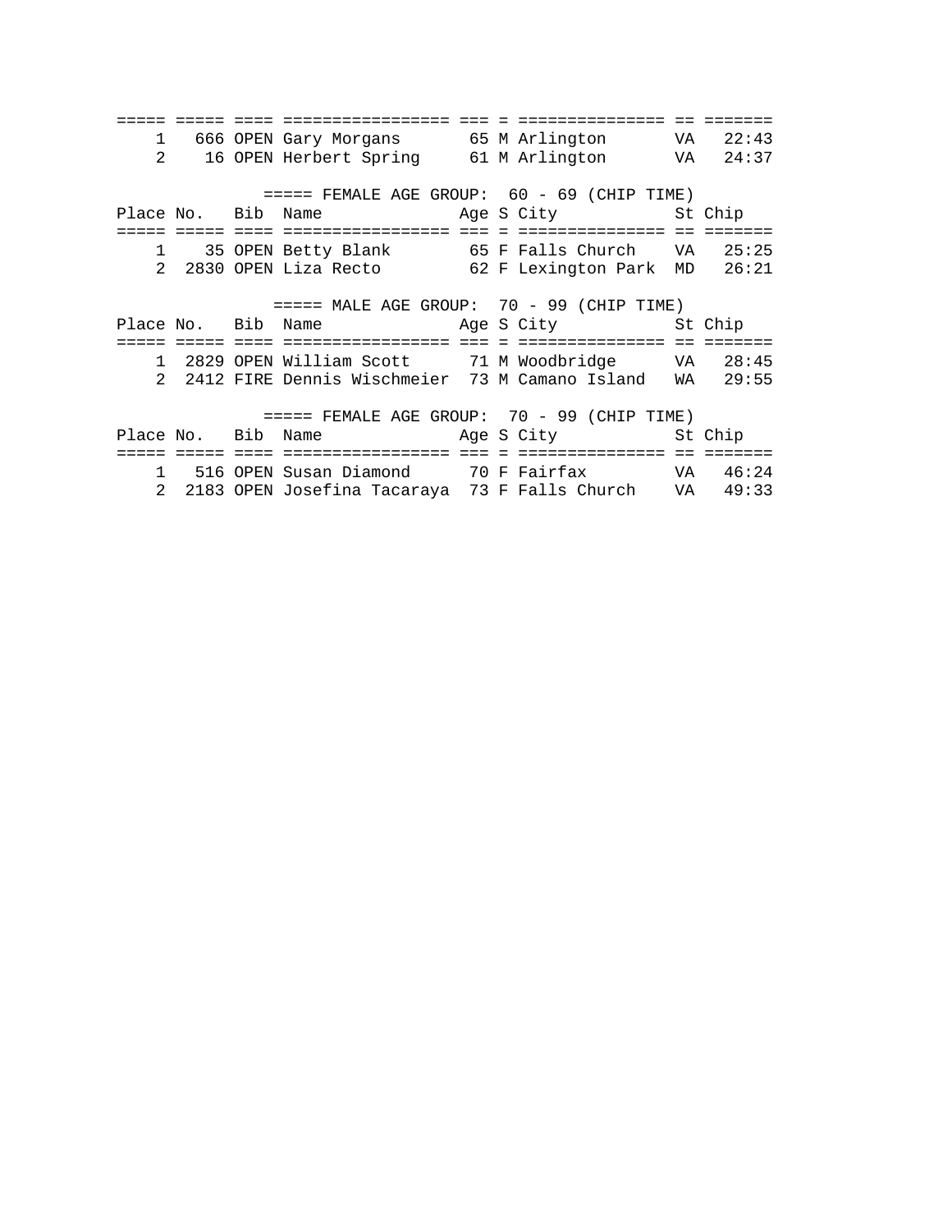| Place | No. | Bib | Name | Age | S | City | St | Chip |
|---|---|---|---|---|---|---|---|---|
| 1 | 666 | OPEN | Gary Morgans | 65 | M | Arlington | VA | 22:43 |
| 2 | 16 | OPEN | Herbert Spring | 61 | M | Arlington | VA | 24:37 |

===== FEMALE AGE GROUP: 60 - 69 (CHIP TIME)

| Place | No. | Bib | Name | Age | S | City | St | Chip |
|---|---|---|---|---|---|---|---|---|
| 1 | 35 | OPEN | Betty Blank | 65 | F | Falls Church | VA | 25:25 |
| 2 | 2830 | OPEN | Liza Recto | 62 | F | Lexington Park | MD | 26:21 |

===== MALE AGE GROUP: 70 - 99 (CHIP TIME)

| Place | No. | Bib | Name | Age | S | City | St | Chip |
|---|---|---|---|---|---|---|---|---|
| 1 | 2829 | OPEN | William Scott | 71 | M | Woodbridge | VA | 28:45 |
| 2 | 2412 | FIRE | Dennis Wischmeier | 73 | M | Camano Island | WA | 29:55 |

===== FEMALE AGE GROUP: 70 - 99 (CHIP TIME)

| Place | No. | Bib | Name | Age | S | City | St | Chip |
|---|---|---|---|---|---|---|---|---|
| 1 | 516 | OPEN | Susan Diamond | 70 | F | Fairfax | VA | 46:24 |
| 2 | 2183 | OPEN | Josefina Tacaraya | 73 | F | Falls Church | VA | 49:33 |